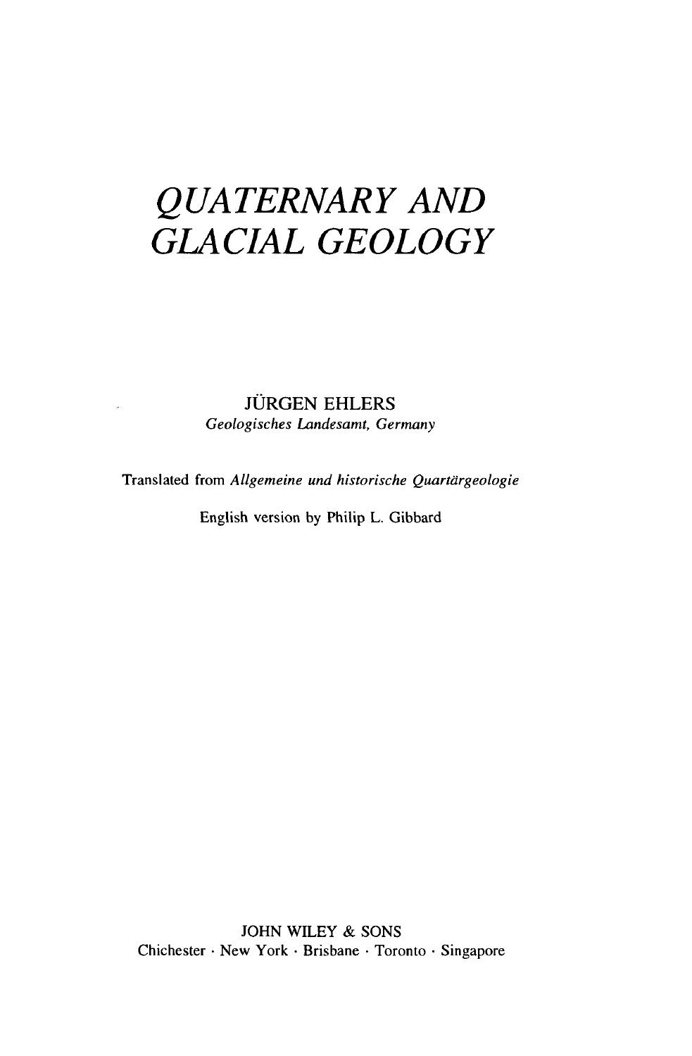# *QUATERNARY AND GLACIAL GEOLOGY*

JÜRGEN EHLERS

*Geologisches Landesamt, Germany*

Translated from *Allgemeine und historische Quartärgeologie*

English version by Philip L. Gibbard

JOHN WILEY & SONS

Chichester · New York · Brisbane · Toronto · Singapore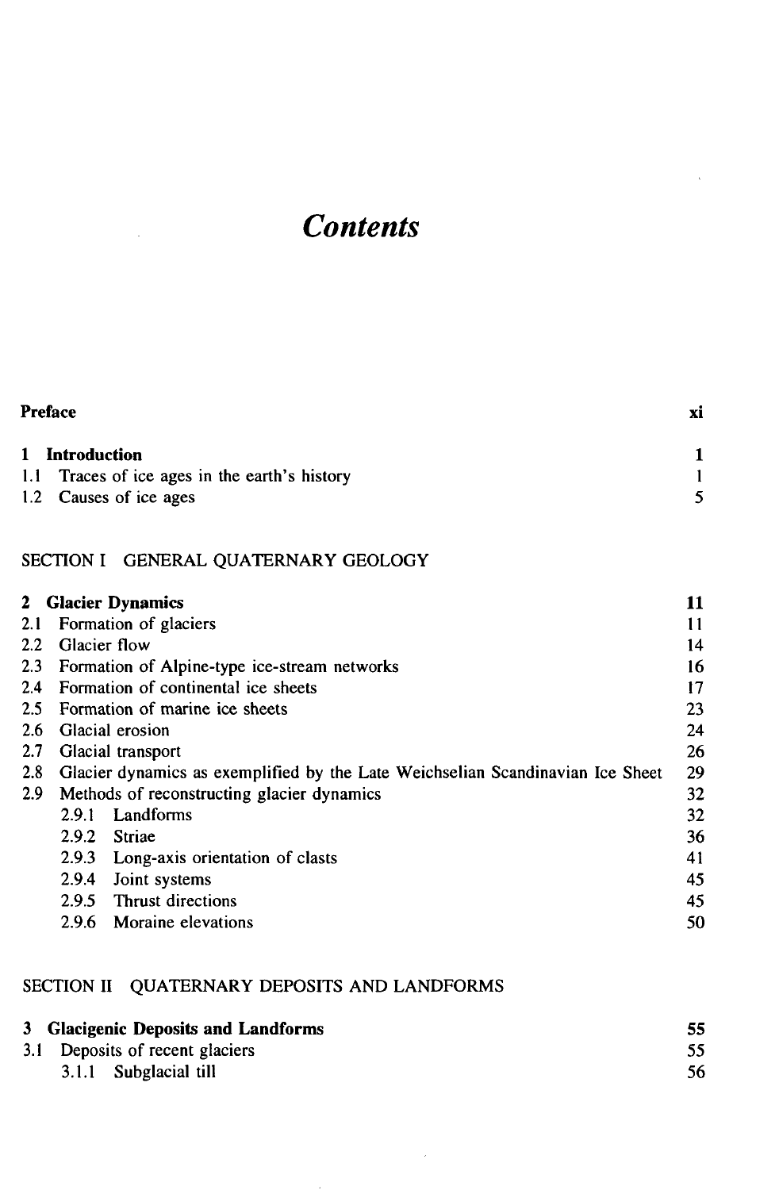# *Contents*

| | |
|---|---|
| **Preface** | **xi** |
| **1 Introduction** | **1** |
| 1.1 Traces of ice ages in the earth's history | 1 |
| 1.2 Causes of ice ages | 5 |

SECTION I GENERAL QUATERNARY GEOLOGY

| | |
|---|---|
| **2 Glacier Dynamics** | **11** |
| 2.1 Formation of glaciers | 11 |
| 2.2 Glacier flow | 14 |
| 2.3 Formation of Alpine-type ice-stream networks | 16 |
| 2.4 Formation of continental ice sheets | 17 |
| 2.5 Formation of marine ice sheets | 23 |
| 2.6 Glacial erosion | 24 |
| 2.7 Glacial transport | 26 |
| 2.8 Glacier dynamics as exemplified by the Late Weichselian Scandinavian Ice Sheet | 29 |
| 2.9 Methods of reconstructing glacier dynamics | 32 |
| 2.9.1 Landforms | 32 |
| 2.9.2 Striae | 36 |
| 2.9.3 Long-axis orientation of clasts | 41 |
| 2.9.4 Joint systems | 45 |
| 2.9.5 Thrust directions | 45 |
| 2.9.6 Moraine elevations | 50 |

SECTION II QUATERNARY DEPOSITS AND LANDFORMS

| | |
|---|---|
| **3 Glacigenic Deposits and Landforms** | **55** |
| 3.1 Deposits of recent glaciers | 55 |
| 3.1.1 Subglacial till | 56 |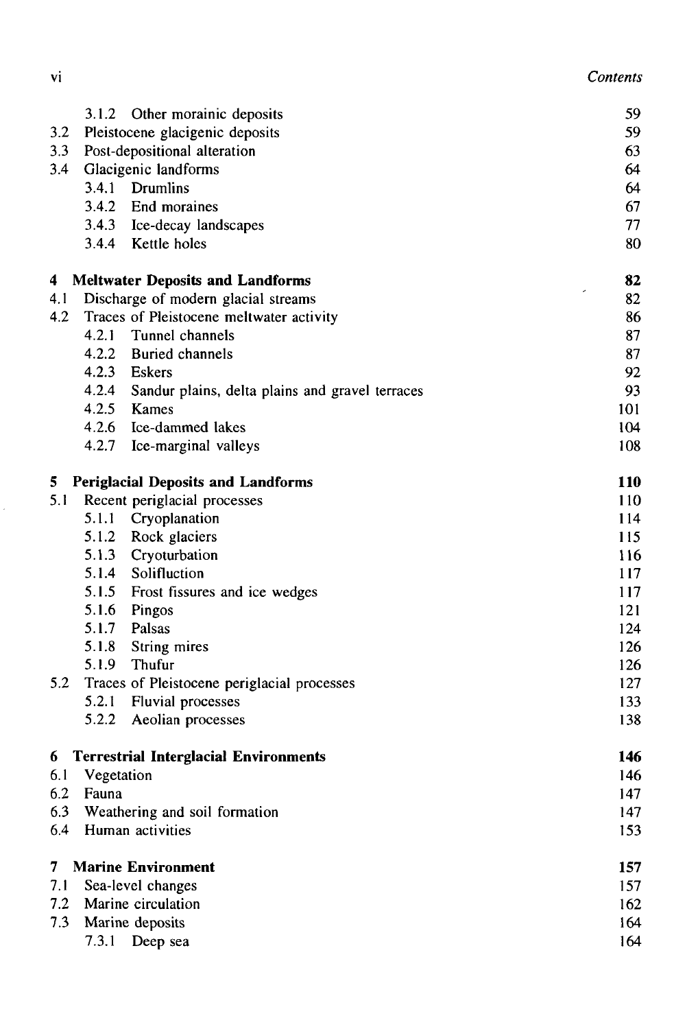| | | |
|---|---|---|
| | 3.1.2 Other morainic deposits | 59 |
| 3.2 | Pleistocene glacigenic deposits | 59 |
| 3.3 | Post-depositional alteration | 63 |
| 3.4 | Glacigenic landforms | 64 |
| | 3.4.1 Drumlins | 64 |
| | 3.4.2 End moraines | 67 |
| | 3.4.3 Ice-decay landscapes | 77 |
| | 3.4.4 Kettle holes | 80 |
| **4** | **Meltwater Deposits and Landforms** | **82** |
| 4.1 | Discharge of modern glacial streams | 82 |
| 4.2 | Traces of Pleistocene meltwater activity | 86 |
| | 4.2.1 Tunnel channels | 87 |
| | 4.2.2 Buried channels | 87 |
| | 4.2.3 Eskers | 92 |
| | 4.2.4 Sandur plains, delta plains and gravel terraces | 93 |
| | 4.2.5 Kames | 101 |
| | 4.2.6 Ice-dammed lakes | 104 |
| | 4.2.7 Ice-marginal valleys | 108 |
| **5** | **Periglacial Deposits and Landforms** | **110** |
| 5.1 | Recent periglacial processes | 110 |
| | 5.1.1 Cryoplanation | 114 |
| | 5.1.2 Rock glaciers | 115 |
| | 5.1.3 Cryoturbation | 116 |
| | 5.1.4 Solifluction | 117 |
| | 5.1.5 Frost fissures and ice wedges | 117 |
| | 5.1.6 Pingos | 121 |
| | 5.1.7 Palsas | 124 |
| | 5.1.8 String mires | 126 |
| | 5.1.9 Thufur | 126 |
| 5.2 | Traces of Pleistocene periglacial processes | 127 |
| | 5.2.1 Fluvial processes | 133 |
| | 5.2.2 Aeolian processes | 138 |
| **6** | **Terrestrial Interglacial Environments** | **146** |
| 6.1 | Vegetation | 146 |
| 6.2 | Fauna | 147 |
| 6.3 | Weathering and soil formation | 147 |
| 6.4 | Human activities | 153 |
| **7** | **Marine Environment** | **157** |
| 7.1 | Sea-level changes | 157 |
| 7.2 | Marine circulation | 162 |
| 7.3 | Marine deposits | 164 |
| | 7.3.1 Deep sea | 164 |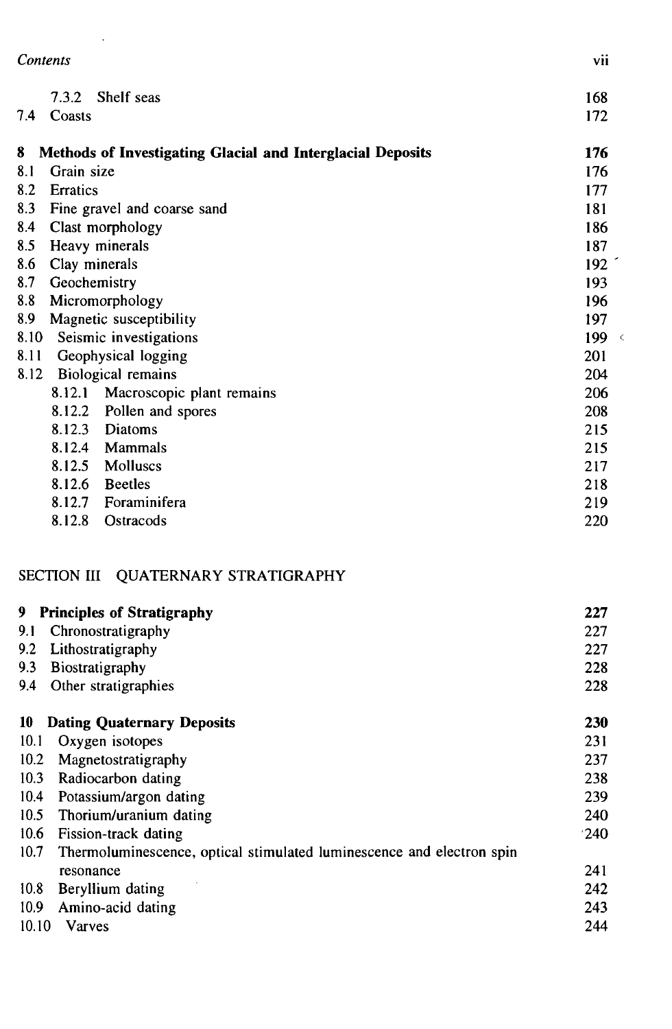| | |
|---|---|
| 7.3.2 Shelf seas | 168 |
| 7.4 Coasts | 172 |
| **8 Methods of Investigating Glacial and Interglacial Deposits** | **176** |
| 8.1 Grain size | 176 |
| 8.2 Erratics | 177 |
| 8.3 Fine gravel and coarse sand | 181 |
| 8.4 Clast morphology | 186 |
| 8.5 Heavy minerals | 187 |
| 8.6 Clay minerals | 192 |
| 8.7 Geochemistry | 193 |
| 8.8 Micromorphology | 196 |
| 8.9 Magnetic susceptibility | 197 |
| 8.10 Seismic investigations | 199 |
| 8.11 Geophysical logging | 201 |
| 8.12 Biological remains | 204 |
| 8.12.1 Macroscopic plant remains | 206 |
| 8.12.2 Pollen and spores | 208 |
| 8.12.3 Diatoms | 215 |
| 8.12.4 Mammals | 215 |
| 8.12.5 Molluscs | 217 |
| 8.12.6 Beetles | 218 |
| 8.12.7 Foraminifera | 219 |
| 8.12.8 Ostracods | 220 |

SECTION III QUATERNARY STRATIGRAPHY

| | |
|---|---|
| **9 Principles of Stratigraphy** | **227** |
| 9.1 Chronostratigraphy | 227 |
| 9.2 Lithostratigraphy | 227 |
| 9.3 Biostratigraphy | 228 |
| 9.4 Other stratigraphies | 228 |
| **10 Dating Quaternary Deposits** | **230** |
| 10.1 Oxygen isotopes | 231 |
| 10.2 Magnetostratigraphy | 237 |
| 10.3 Radiocarbon dating | 238 |
| 10.4 Potassium/argon dating | 239 |
| 10.5 Thorium/uranium dating | 240 |
| 10.6 Fission-track dating | 240 |
| 10.7 Thermoluminescence, optical stimulated luminescence and electron spin resonance | 241 |
| 10.8 Beryllium dating | 242 |
| 10.9 Amino-acid dating | 243 |
| 10.10 Varves | 244 |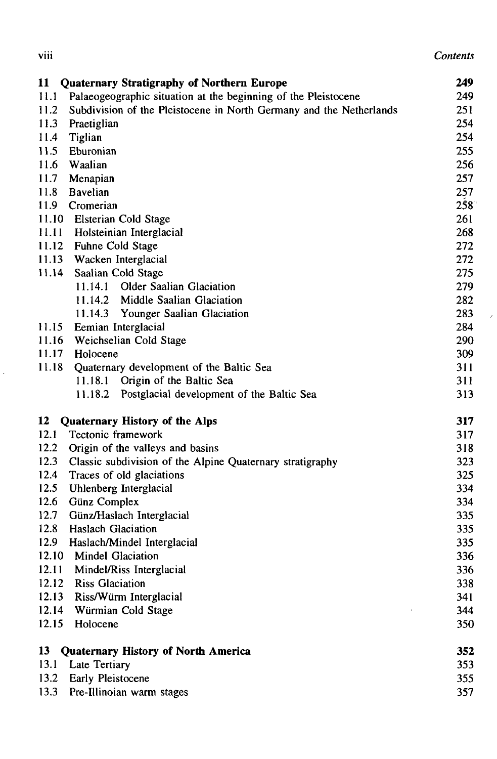| | | |
|---|---|---|
| **11** | **Quaternary Stratigraphy of Northern Europe** | **249** |
| 11.1 | Palaeogeographic situation at the beginning of the Pleistocene | 249 |
| 11.2 | Subdivision of the Pleistocene in North Germany and the Netherlands | 251 |
| 11.3 | Praetiglian | 254 |
| 11.4 | Tiglian | 254 |
| 11.5 | Eburonian | 255 |
| 11.6 | Waalian | 256 |
| 11.7 | Menapian | 257 |
| 11.8 | Bavelian | 257 |
| 11.9 | Cromerian | 258 |
| 11.10 | Elsterian Cold Stage | 261 |
| 11.11 | Holsteinian Interglacial | 268 |
| 11.12 | Fuhne Cold Stage | 272 |
| 11.13 | Wacken Interglacial | 272 |
| 11.14 | Saalian Cold Stage | 275 |
| | 11.14.1 Older Saalian Glaciation | 279 |
| | 11.14.2 Middle Saalian Glaciation | 282 |
| | 11.14.3 Younger Saalian Glaciation | 283 |
| 11.15 | Eemian Interglacial | 284 |
| 11.16 | Weichselian Cold Stage | 290 |
| 11.17 | Holocene | 309 |
| 11.18 | Quaternary development of the Baltic Sea | 311 |
| | 11.18.1 Origin of the Baltic Sea | 311 |
| | 11.18.2 Postglacial development of the Baltic Sea | 313 |
| **12** | **Quaternary History of the Alps** | **317** |
| 12.1 | Tectonic framework | 317 |
| 12.2 | Origin of the valleys and basins | 318 |
| 12.3 | Classic subdivision of the Alpine Quaternary stratigraphy | 323 |
| 12.4 | Traces of old glaciations | 325 |
| 12.5 | Uhlenberg Interglacial | 334 |
| 12.6 | Günz Complex | 334 |
| 12.7 | Günz/Haslach Interglacial | 335 |
| 12.8 | Haslach Glaciation | 335 |
| 12.9 | Haslach/Mindel Interglacial | 335 |
| 12.10 | Mindel Glaciation | 336 |
| 12.11 | Mindel/Riss Interglacial | 336 |
| 12.12 | Riss Glaciation | 338 |
| 12.13 | Riss/Würm Interglacial | 341 |
| 12.14 | Würmian Cold Stage | 344 |
| 12.15 | Holocene | 350 |
| **13** | **Quaternary History of North America** | **352** |
| 13.1 | Late Tertiary | 353 |
| 13.2 | Early Pleistocene | 355 |
| 13.3 | Pre-Illinoian warm stages | 357 |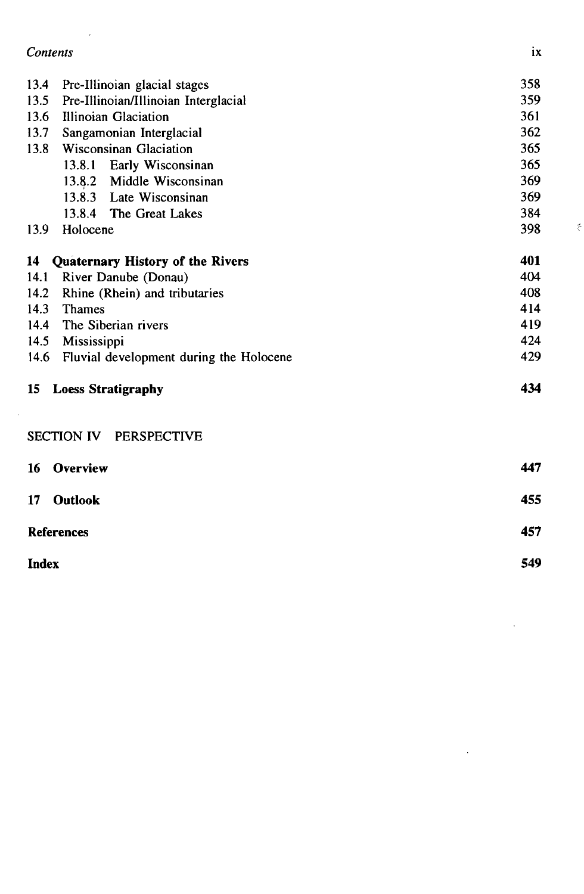| | | |
|---|---|---|
| 13.4 | Pre-Illinoian glacial stages | 358 |
| 13.5 | Pre-Illinoian/Illinoian Interglacial | 359 |
| 13.6 | Illinoian Glaciation | 361 |
| 13.7 | Sangamonian Interglacial | 362 |
| 13.8 | Wisconsinan Glaciation | 365 |
| | 13.8.1 Early Wisconsinan | 365 |
| | 13.8.2 Middle Wisconsinan | 369 |
| | 13.8.3 Late Wisconsinan | 369 |
| | 13.8.4 The Great Lakes | 384 |
| 13.9 | Holocene | 398 |
| **14** | **Quaternary History of the Rivers** | **401** |
| 14.1 | River Danube (Donau) | 404 |
| 14.2 | Rhine (Rhein) and tributaries | 408 |
| 14.3 | Thames | 414 |
| 14.4 | The Siberian rivers | 419 |
| 14.5 | Mississippi | 424 |
| 14.6 | Fluvial development during the Holocene | 429 |
| **15** | **Loess Stratigraphy** | **434** |

SECTION IV PERSPECTIVE

| | | |
|---|---|---|
| **16** | **Overview** | **447** |
| **17** | **Outlook** | **455** |
| **References** | | **457** |
| **Index** | | **549** |